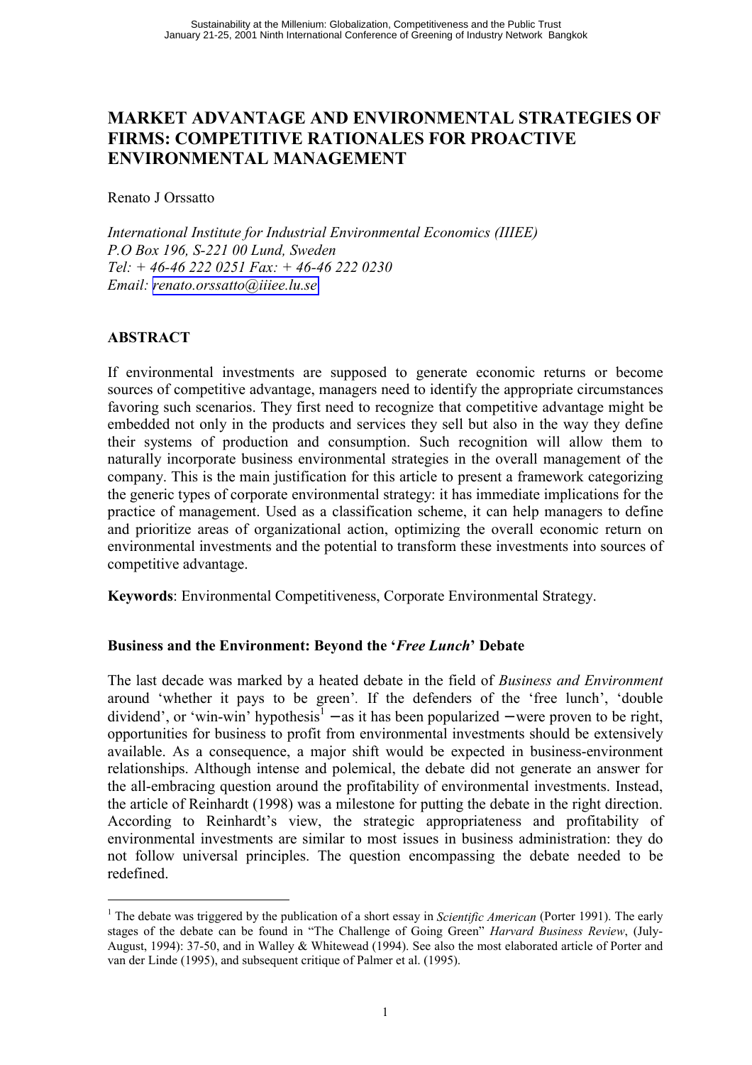# MARKET ADVANTAGE AND ENVIRONMENTAL STRATEGIES OF FIRMS: COMPETITIVE RATIONALES FOR PROACTIVE ENVIRONMENTAL MANAGEMENT

Renato J Orssatto

*International Institute for Industrial Environmental Economics (IIIEE)*
*P.O Box 196, S-221 00 Lund, Sweden*
*Tel: + 46-46 222 0251 Fax: + 46-46 222 0230*
*Email: renato.orssatto@iiiee.lu.se*

## ABSTRACT

If environmental investments are supposed to generate economic returns or become sources of competitive advantage, managers need to identify the appropriate circumstances favoring such scenarios. They first need to recognize that competitive advantage might be embedded not only in the products and services they sell but also in the way they define their systems of production and consumption. Such recognition will allow them to naturally incorporate business environmental strategies in the overall management of the company. This is the main justification for this article to present a framework categorizing the generic types of corporate environmental strategy: it has immediate implications for the practice of management. Used as a classification scheme, it can help managers to define and prioritize areas of organizational action, optimizing the overall economic return on environmental investments and the potential to transform these investments into sources of competitive advantage.

**Keywords**: Environmental Competitiveness, Corporate Environmental Strategy.

### Business and the Environment: Beyond the '*Free Lunch*' Debate

The last decade was marked by a heated debate in the field of *Business and Environment* around 'whether it pays to be green'. If the defenders of the 'free lunch', 'double dividend', or 'win-win' hypothesis[1] − as it has been popularized − were proven to be right, opportunities for business to profit from environmental investments should be extensively available. As a consequence, a major shift would be expected in business-environment relationships. Although intense and polemical, the debate did not generate an answer for the all-embracing question around the profitability of environmental investments. Instead, the article of Reinhardt (1998) was a milestone for putting the debate in the right direction. According to Reinhardt's view, the strategic appropriateness and profitability of environmental investments are similar to most issues in business administration: they do not follow universal principles. The question encompassing the debate needed to be redefined.

[1] The debate was triggered by the publication of a short essay in *Scientific American* (Porter 1991). The early stages of the debate can be found in "The Challenge of Going Green" *Harvard Business Review*, (July-August, 1994): 37-50, and in Walley & Whitewead (1994). See also the most elaborated article of Porter and van der Linde (1995), and subsequent critique of Palmer et al. (1995).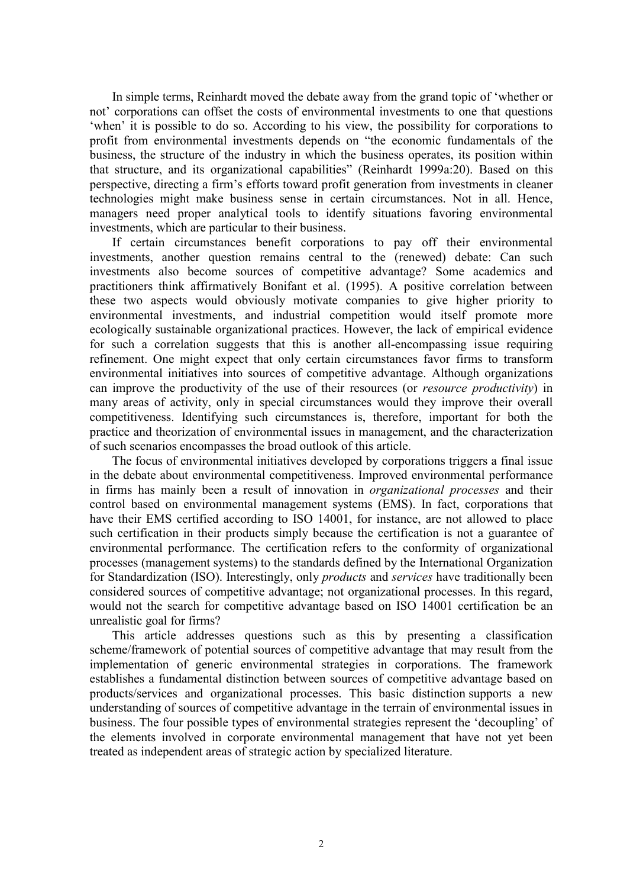In simple terms, Reinhardt moved the debate away from the grand topic of 'whether or not' corporations can offset the costs of environmental investments to one that questions 'when' it is possible to do so. According to his view, the possibility for corporations to profit from environmental investments depends on "the economic fundamentals of the business, the structure of the industry in which the business operates, its position within that structure, and its organizational capabilities" (Reinhardt 1999a:20). Based on this perspective, directing a firm's efforts toward profit generation from investments in cleaner technologies might make business sense in certain circumstances. Not in all. Hence, managers need proper analytical tools to identify situations favoring environmental investments, which are particular to their business.

If certain circumstances benefit corporations to pay off their environmental investments, another question remains central to the (renewed) debate: Can such investments also become sources of competitive advantage? Some academics and practitioners think affirmatively Bonifant et al. (1995). A positive correlation between these two aspects would obviously motivate companies to give higher priority to environmental investments, and industrial competition would itself promote more ecologically sustainable organizational practices. However, the lack of empirical evidence for such a correlation suggests that this is another all-encompassing issue requiring refinement. One might expect that only certain circumstances favor firms to transform environmental initiatives into sources of competitive advantage. Although organizations can improve the productivity of the use of their resources (or *resource productivity*) in many areas of activity, only in special circumstances would they improve their overall competitiveness. Identifying such circumstances is, therefore, important for both the practice and theorization of environmental issues in management, and the characterization of such scenarios encompasses the broad outlook of this article.

The focus of environmental initiatives developed by corporations triggers a final issue in the debate about environmental competitiveness. Improved environmental performance in firms has mainly been a result of innovation in *organizational processes* and their control based on environmental management systems (EMS). In fact, corporations that have their EMS certified according to ISO 14001, for instance, are not allowed to place such certification in their products simply because the certification is not a guarantee of environmental performance. The certification refers to the conformity of organizational processes (management systems) to the standards defined by the International Organization for Standardization (ISO). Interestingly, only *products* and *services* have traditionally been considered sources of competitive advantage; not organizational processes. In this regard, would not the search for competitive advantage based on ISO 14001 certification be an unrealistic goal for firms?

This article addresses questions such as this by presenting a classification scheme/framework of potential sources of competitive advantage that may result from the implementation of generic environmental strategies in corporations. The framework establishes a fundamental distinction between sources of competitive advantage based on products/services and organizational processes. This basic distinction supports a new understanding of sources of competitive advantage in the terrain of environmental issues in business. The four possible types of environmental strategies represent the 'decoupling' of the elements involved in corporate environmental management that have not yet been treated as independent areas of strategic action by specialized literature.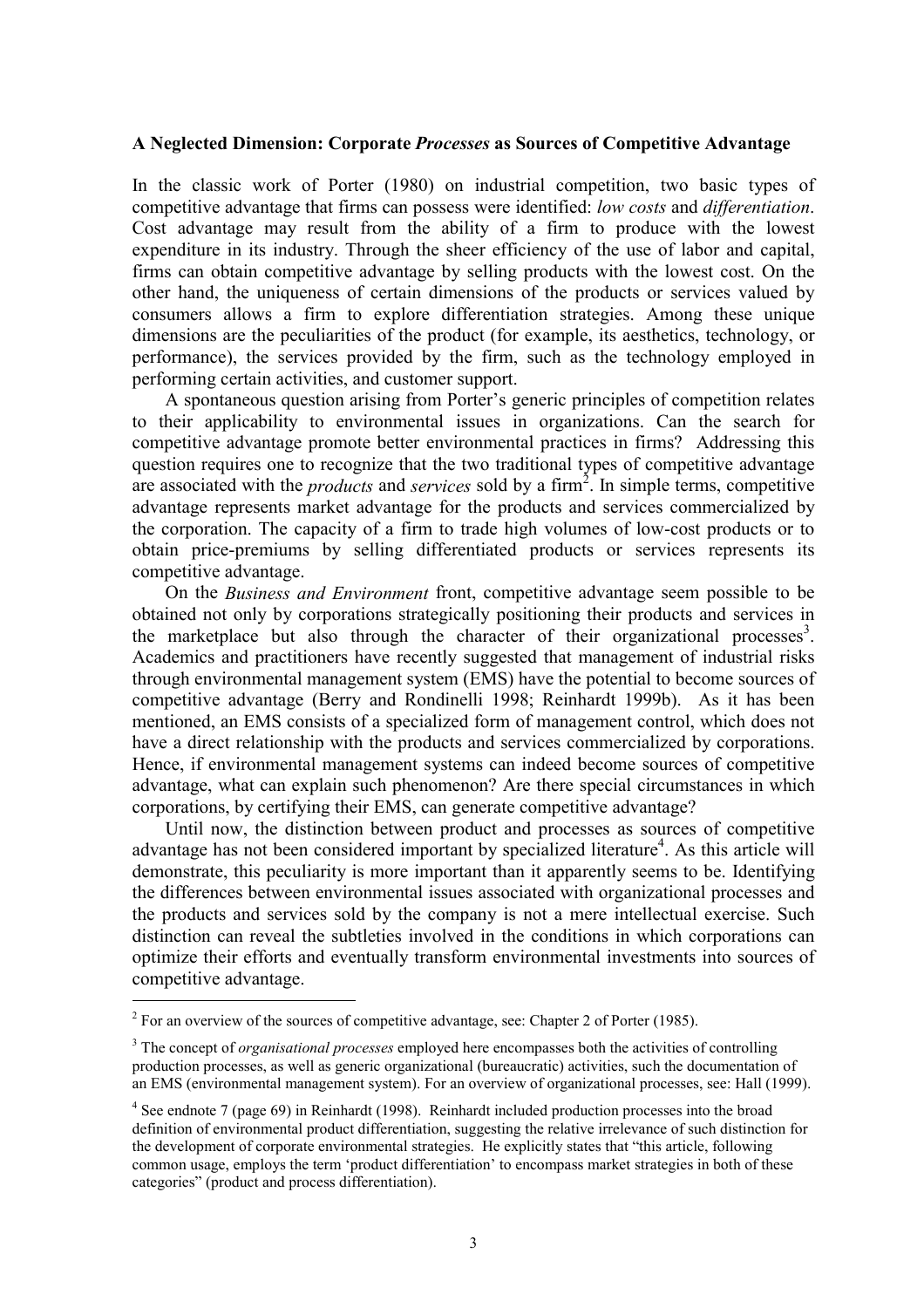**A Neglected Dimension: Corporate *Processes* as Sources of Competitive Advantage**

In the classic work of Porter (1980) on industrial competition, two basic types of competitive advantage that firms can possess were identified: *low costs* and *differentiation*. Cost advantage may result from the ability of a firm to produce with the lowest expenditure in its industry. Through the sheer efficiency of the use of labor and capital, firms can obtain competitive advantage by selling products with the lowest cost. On the other hand, the uniqueness of certain dimensions of the products or services valued by consumers allows a firm to explore differentiation strategies. Among these unique dimensions are the peculiarities of the product (for example, its aesthetics, technology, or performance), the services provided by the firm, such as the technology employed in performing certain activities, and customer support.

A spontaneous question arising from Porter's generic principles of competition relates to their applicability to environmental issues in organizations. Can the search for competitive advantage promote better environmental practices in firms? Addressing this question requires one to recognize that the two traditional types of competitive advantage are associated with the *products* and *services* sold by a firm[2]. In simple terms, competitive advantage represents market advantage for the products and services commercialized by the corporation. The capacity of a firm to trade high volumes of low-cost products or to obtain price-premiums by selling differentiated products or services represents its competitive advantage.

On the *Business and Environment* front, competitive advantage seem possible to be obtained not only by corporations strategically positioning their products and services in the marketplace but also through the character of their organizational processes[3]. Academics and practitioners have recently suggested that management of industrial risks through environmental management system (EMS) have the potential to become sources of competitive advantage (Berry and Rondinelli 1998; Reinhardt 1999b). As it has been mentioned, an EMS consists of a specialized form of management control, which does not have a direct relationship with the products and services commercialized by corporations. Hence, if environmental management systems can indeed become sources of competitive advantage, what can explain such phenomenon? Are there special circumstances in which corporations, by certifying their EMS, can generate competitive advantage?

Until now, the distinction between product and processes as sources of competitive advantage has not been considered important by specialized literature[4]. As this article will demonstrate, this peculiarity is more important than it apparently seems to be. Identifying the differences between environmental issues associated with organizational processes and the products and services sold by the company is not a mere intellectual exercise. Such distinction can reveal the subtleties involved in the conditions in which corporations can optimize their efforts and eventually transform environmental investments into sources of competitive advantage.

---

[2] For an overview of the sources of competitive advantage, see: Chapter 2 of Porter (1985).

[3] The concept of *organisational processes* employed here encompasses both the activities of controlling production processes, as well as generic organizational (bureaucratic) activities, such the documentation of an EMS (environmental management system). For an overview of organizational processes, see: Hall (1999).

[4] See endnote 7 (page 69) in Reinhardt (1998). Reinhardt included production processes into the broad definition of environmental product differentiation, suggesting the relative irrelevance of such distinction for the development of corporate environmental strategies. He explicitly states that "this article, following common usage, employs the term 'product differentiation' to encompass market strategies in both of these categories" (product and process differentiation).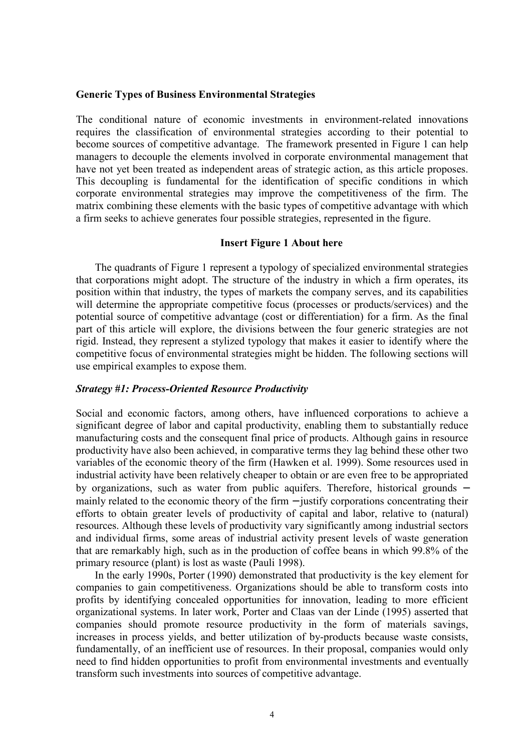## Generic Types of Business Environmental Strategies

The conditional nature of economic investments in environment-related innovations requires the classification of environmental strategies according to their potential to become sources of competitive advantage. The framework presented in Figure 1 can help managers to decouple the elements involved in corporate environmental management that have not yet been treated as independent areas of strategic action, as this article proposes. This decoupling is fundamental for the identification of specific conditions in which corporate environmental strategies may improve the competitiveness of the firm. The matrix combining these elements with the basic types of competitive advantage with which a firm seeks to achieve generates four possible strategies, represented in the figure.

**Insert Figure 1 About here**

The quadrants of Figure 1 represent a typology of specialized environmental strategies that corporations might adopt. The structure of the industry in which a firm operates, its position within that industry, the types of markets the company serves, and its capabilities will determine the appropriate competitive focus (processes or products/services) and the potential source of competitive advantage (cost or differentiation) for a firm. As the final part of this article will explore, the divisions between the four generic strategies are not rigid. Instead, they represent a stylized typology that makes it easier to identify where the competitive focus of environmental strategies might be hidden. The following sections will use empirical examples to expose them.

### *Strategy #1: Process-Oriented Resource Productivity*

Social and economic factors, among others, have influenced corporations to achieve a significant degree of labor and capital productivity, enabling them to substantially reduce manufacturing costs and the consequent final price of products. Although gains in resource productivity have also been achieved, in comparative terms they lag behind these other two variables of the economic theory of the firm (Hawken et al. 1999). Some resources used in industrial activity have been relatively cheaper to obtain or are even free to be appropriated by organizations, such as water from public aquifers. Therefore, historical grounds – mainly related to the economic theory of the firm – justify corporations concentrating their efforts to obtain greater levels of productivity of capital and labor, relative to (natural) resources. Although these levels of productivity vary significantly among industrial sectors and individual firms, some areas of industrial activity present levels of waste generation that are remarkably high, such as in the production of coffee beans in which 99.8% of the primary resource (plant) is lost as waste (Pauli 1998).

In the early 1990s, Porter (1990) demonstrated that productivity is the key element for companies to gain competitiveness. Organizations should be able to transform costs into profits by identifying concealed opportunities for innovation, leading to more efficient organizational systems. In later work, Porter and Claas van der Linde (1995) asserted that companies should promote resource productivity in the form of materials savings, increases in process yields, and better utilization of by-products because waste consists, fundamentally, of an inefficient use of resources. In their proposal, companies would only need to find hidden opportunities to profit from environmental investments and eventually transform such investments into sources of competitive advantage.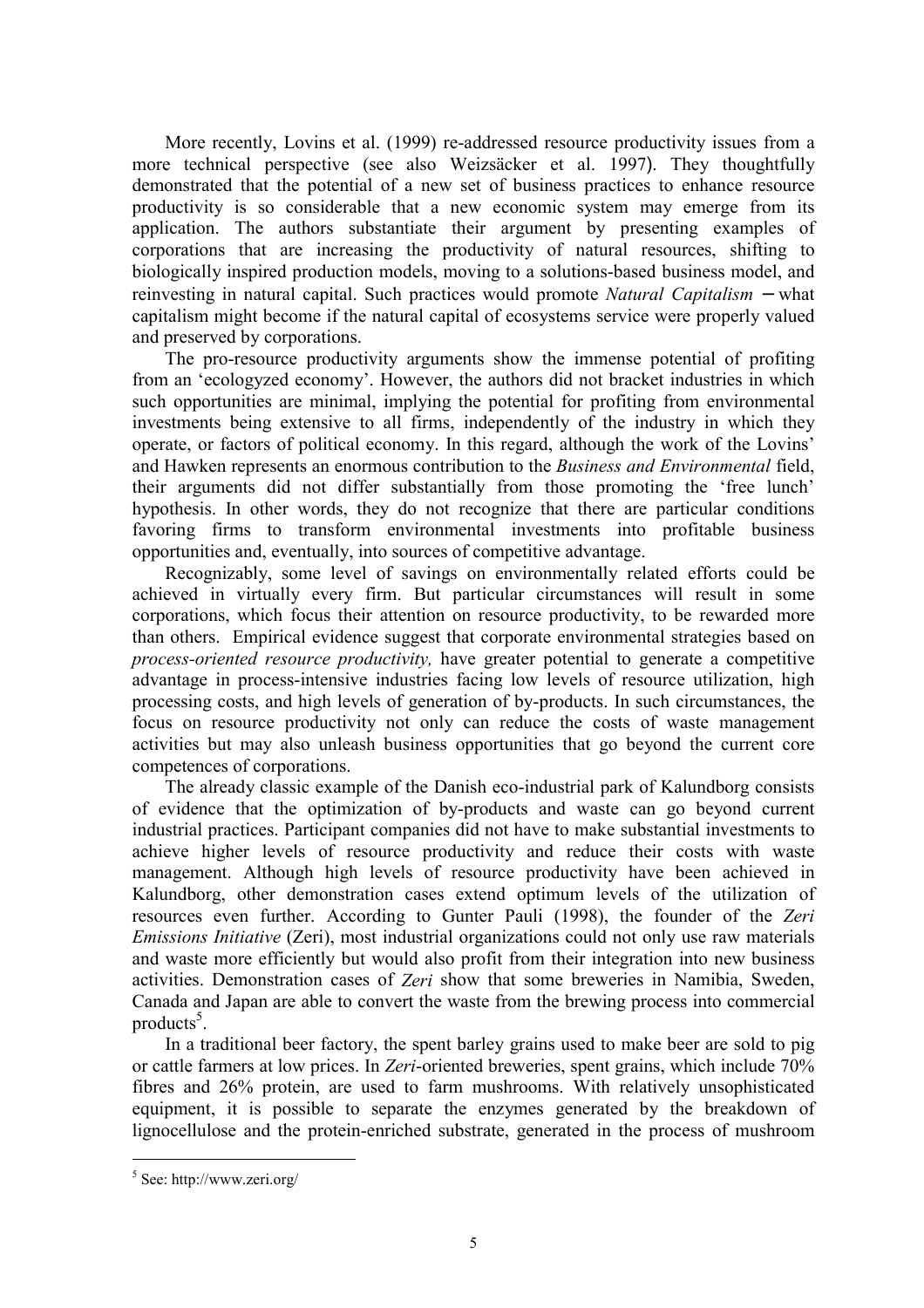More recently, Lovins et al. (1999) re-addressed resource productivity issues from a more technical perspective (see also Weizsäcker et al. 1997). They thoughtfully demonstrated that the potential of a new set of business practices to enhance resource productivity is so considerable that a new economic system may emerge from its application. The authors substantiate their argument by presenting examples of corporations that are increasing the productivity of natural resources, shifting to biologically inspired production models, moving to a solutions-based business model, and reinvesting in natural capital. Such practices would promote *Natural Capitalism* − what capitalism might become if the natural capital of ecosystems service were properly valued and preserved by corporations.

The pro-resource productivity arguments show the immense potential of profiting from an 'ecologyzed economy'. However, the authors did not bracket industries in which such opportunities are minimal, implying the potential for profiting from environmental investments being extensive to all firms, independently of the industry in which they operate, or factors of political economy. In this regard, although the work of the Lovins' and Hawken represents an enormous contribution to the *Business and Environmental* field, their arguments did not differ substantially from those promoting the 'free lunch' hypothesis. In other words, they do not recognize that there are particular conditions favoring firms to transform environmental investments into profitable business opportunities and, eventually, into sources of competitive advantage.

Recognizably, some level of savings on environmentally related efforts could be achieved in virtually every firm. But particular circumstances will result in some corporations, which focus their attention on resource productivity, to be rewarded more than others. Empirical evidence suggest that corporate environmental strategies based on *process-oriented resource productivity,* have greater potential to generate a competitive advantage in process-intensive industries facing low levels of resource utilization, high processing costs, and high levels of generation of by-products. In such circumstances, the focus on resource productivity not only can reduce the costs of waste management activities but may also unleash business opportunities that go beyond the current core competences of corporations.

The already classic example of the Danish eco-industrial park of Kalundborg consists of evidence that the optimization of by-products and waste can go beyond current industrial practices. Participant companies did not have to make substantial investments to achieve higher levels of resource productivity and reduce their costs with waste management. Although high levels of resource productivity have been achieved in Kalundborg, other demonstration cases extend optimum levels of the utilization of resources even further. According to Gunter Pauli (1998), the founder of the *Zeri Emissions Initiative* (Zeri), most industrial organizations could not only use raw materials and waste more efficiently but would also profit from their integration into new business activities. Demonstration cases of *Zeri* show that some breweries in Namibia, Sweden, Canada and Japan are able to convert the waste from the brewing process into commercial products[5].

In a traditional beer factory, the spent barley grains used to make beer are sold to pig or cattle farmers at low prices. In *Zeri*-oriented breweries, spent grains, which include 70% fibres and 26% protein, are used to farm mushrooms. With relatively unsophisticated equipment, it is possible to separate the enzymes generated by the breakdown of lignocellulose and the protein-enriched substrate, generated in the process of mushroom

---

[5] See: http://www.zeri.org/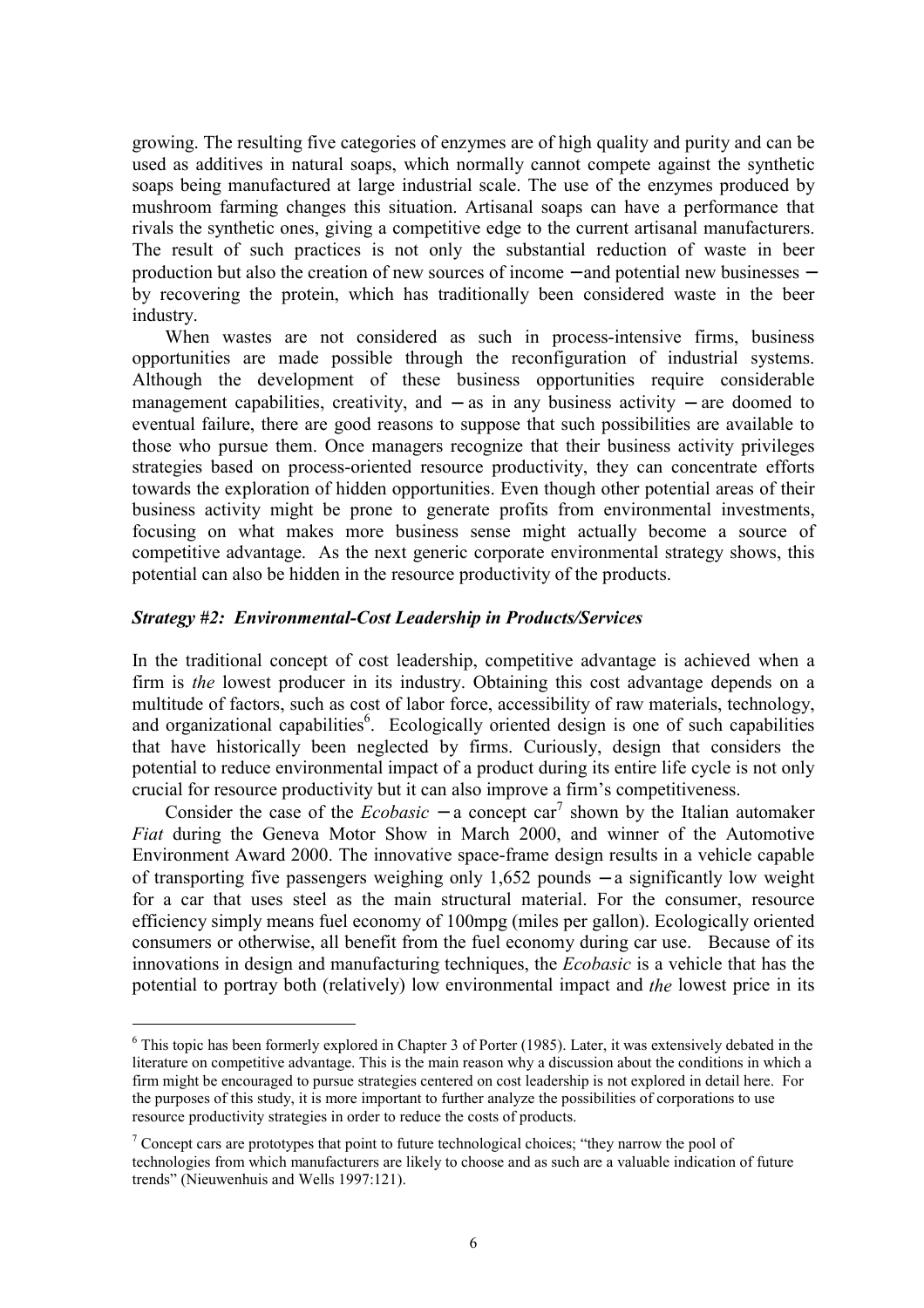growing. The resulting five categories of enzymes are of high quality and purity and can be used as additives in natural soaps, which normally cannot compete against the synthetic soaps being manufactured at large industrial scale. The use of the enzymes produced by mushroom farming changes this situation. Artisanal soaps can have a performance that rivals the synthetic ones, giving a competitive edge to the current artisanal manufacturers. The result of such practices is not only the substantial reduction of waste in beer production but also the creation of new sources of income ─ and potential new businesses ─ by recovering the protein, which has traditionally been considered waste in the beer industry.

When wastes are not considered as such in process-intensive firms, business opportunities are made possible through the reconfiguration of industrial systems. Although the development of these business opportunities require considerable management capabilities, creativity, and ─ as in any business activity ─ are doomed to eventual failure, there are good reasons to suppose that such possibilities are available to those who pursue them. Once managers recognize that their business activity privileges strategies based on process-oriented resource productivity, they can concentrate efforts towards the exploration of hidden opportunities. Even though other potential areas of their business activity might be prone to generate profits from environmental investments, focusing on what makes more business sense might actually become a source of competitive advantage. As the next generic corporate environmental strategy shows, this potential can also be hidden in the resource productivity of the products.

### *Strategy #2: Environmental-Cost Leadership in Products/Services*

In the traditional concept of cost leadership, competitive advantage is achieved when a firm is *the* lowest producer in its industry. Obtaining this cost advantage depends on a multitude of factors, such as cost of labor force, accessibility of raw materials, technology, and organizational capabilities[6]. Ecologically oriented design is one of such capabilities that have historically been neglected by firms. Curiously, design that considers the potential to reduce environmental impact of a product during its entire life cycle is not only crucial for resource productivity but it can also improve a firm's competitiveness.

Consider the case of the *Ecobasic* ─ a concept car[7] shown by the Italian automaker *Fiat* during the Geneva Motor Show in March 2000, and winner of the Automotive Environment Award 2000. The innovative space-frame design results in a vehicle capable of transporting five passengers weighing only 1,652 pounds ─ a significantly low weight for a car that uses steel as the main structural material. For the consumer, resource efficiency simply means fuel economy of 100mpg (miles per gallon). Ecologically oriented consumers or otherwise, all benefit from the fuel economy during car use. Because of its innovations in design and manufacturing techniques, the *Ecobasic* is a vehicle that has the potential to portray both (relatively) low environmental impact and *the* lowest price in its

---

[6] This topic has been formerly explored in Chapter 3 of Porter (1985). Later, it was extensively debated in the literature on competitive advantage. This is the main reason why a discussion about the conditions in which a firm might be encouraged to pursue strategies centered on cost leadership is not explored in detail here. For the purposes of this study, it is more important to further analyze the possibilities of corporations to use resource productivity strategies in order to reduce the costs of products.

[7] Concept cars are prototypes that point to future technological choices; "they narrow the pool of technologies from which manufacturers are likely to choose and as such are a valuable indication of future trends" (Nieuwenhuis and Wells 1997:121).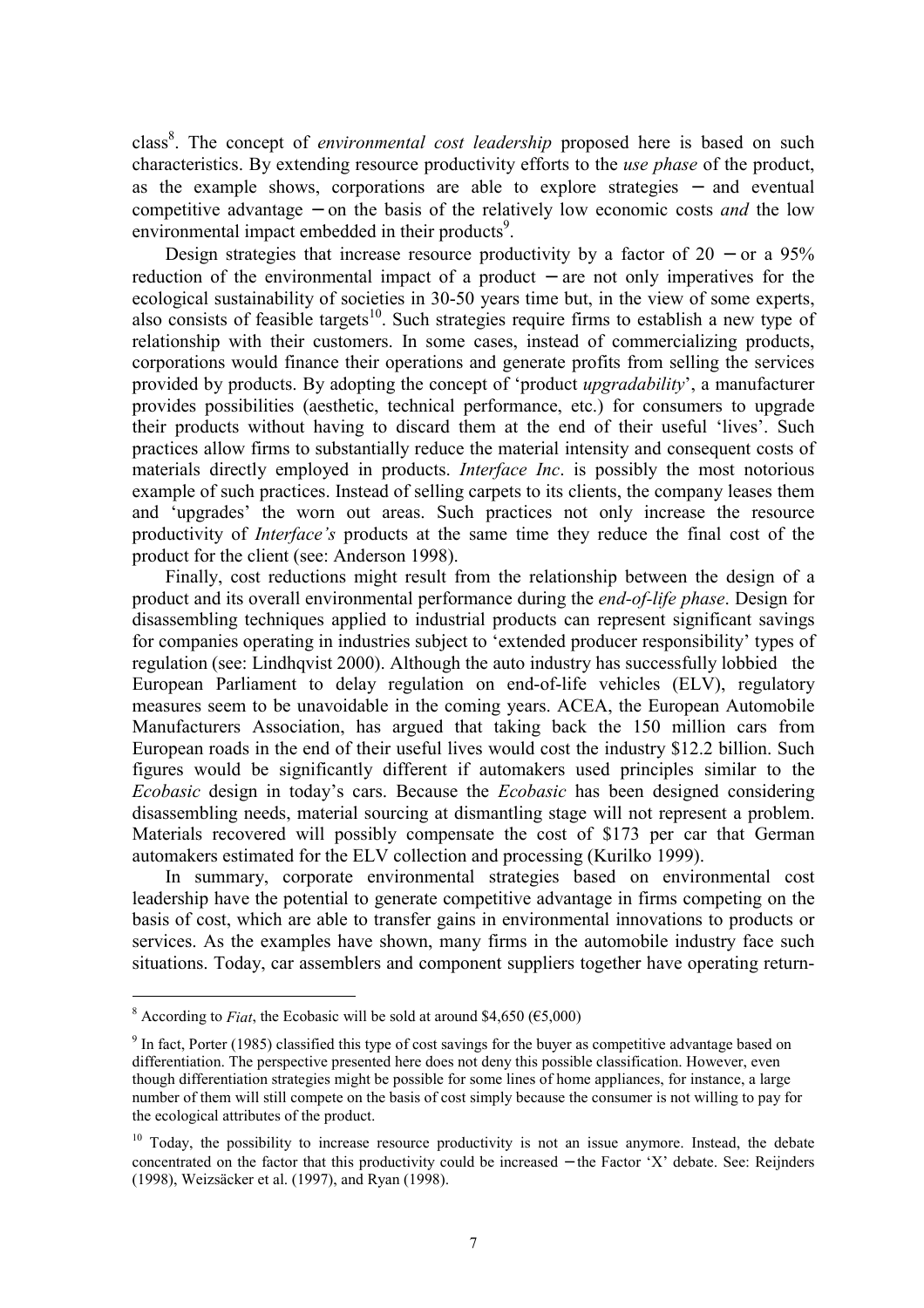class[8]. The concept of *environmental cost leadership* proposed here is based on such characteristics. By extending resource productivity efforts to the *use phase* of the product, as the example shows, corporations are able to explore strategies − and eventual competitive advantage − on the basis of the relatively low economic costs *and* the low environmental impact embedded in their products[9].

Design strategies that increase resource productivity by a factor of 20 − or a 95% reduction of the environmental impact of a product − are not only imperatives for the ecological sustainability of societies in 30-50 years time but, in the view of some experts, also consists of feasible targets[10]. Such strategies require firms to establish a new type of relationship with their customers. In some cases, instead of commercializing products, corporations would finance their operations and generate profits from selling the services provided by products. By adopting the concept of 'product *upgradability*', a manufacturer provides possibilities (aesthetic, technical performance, etc.) for consumers to upgrade their products without having to discard them at the end of their useful 'lives'. Such practices allow firms to substantially reduce the material intensity and consequent costs of materials directly employed in products. *Interface Inc*. is possibly the most notorious example of such practices. Instead of selling carpets to its clients, the company leases them and 'upgrades' the worn out areas. Such practices not only increase the resource productivity of *Interface's* products at the same time they reduce the final cost of the product for the client (see: Anderson 1998).

Finally, cost reductions might result from the relationship between the design of a product and its overall environmental performance during the *end-of-life phase*. Design for disassembling techniques applied to industrial products can represent significant savings for companies operating in industries subject to 'extended producer responsibility' types of regulation (see: Lindhqvist 2000). Although the auto industry has successfully lobbied the European Parliament to delay regulation on end-of-life vehicles (ELV), regulatory measures seem to be unavoidable in the coming years. ACEA, the European Automobile Manufacturers Association, has argued that taking back the 150 million cars from European roads in the end of their useful lives would cost the industry \$12.2 billion. Such figures would be significantly different if automakers used principles similar to the *Ecobasic* design in today's cars. Because the *Ecobasic* has been designed considering disassembling needs, material sourcing at dismantling stage will not represent a problem. Materials recovered will possibly compensate the cost of \$173 per car that German automakers estimated for the ELV collection and processing (Kurilko 1999).

In summary, corporate environmental strategies based on environmental cost leadership have the potential to generate competitive advantage in firms competing on the basis of cost, which are able to transfer gains in environmental innovations to products or services. As the examples have shown, many firms in the automobile industry face such situations. Today, car assemblers and component suppliers together have operating return-

---

[8] According to *Fiat*, the Ecobasic will be sold at around \$4,650 (€5,000)

[9] In fact, Porter (1985) classified this type of cost savings for the buyer as competitive advantage based on differentiation. The perspective presented here does not deny this possible classification. However, even though differentiation strategies might be possible for some lines of home appliances, for instance, a large number of them will still compete on the basis of cost simply because the consumer is not willing to pay for the ecological attributes of the product.

[10] Today, the possibility to increase resource productivity is not an issue anymore. Instead, the debate concentrated on the factor that this productivity could be increased − the Factor 'X' debate. See: Reijnders (1998), Weizsäcker et al. (1997), and Ryan (1998).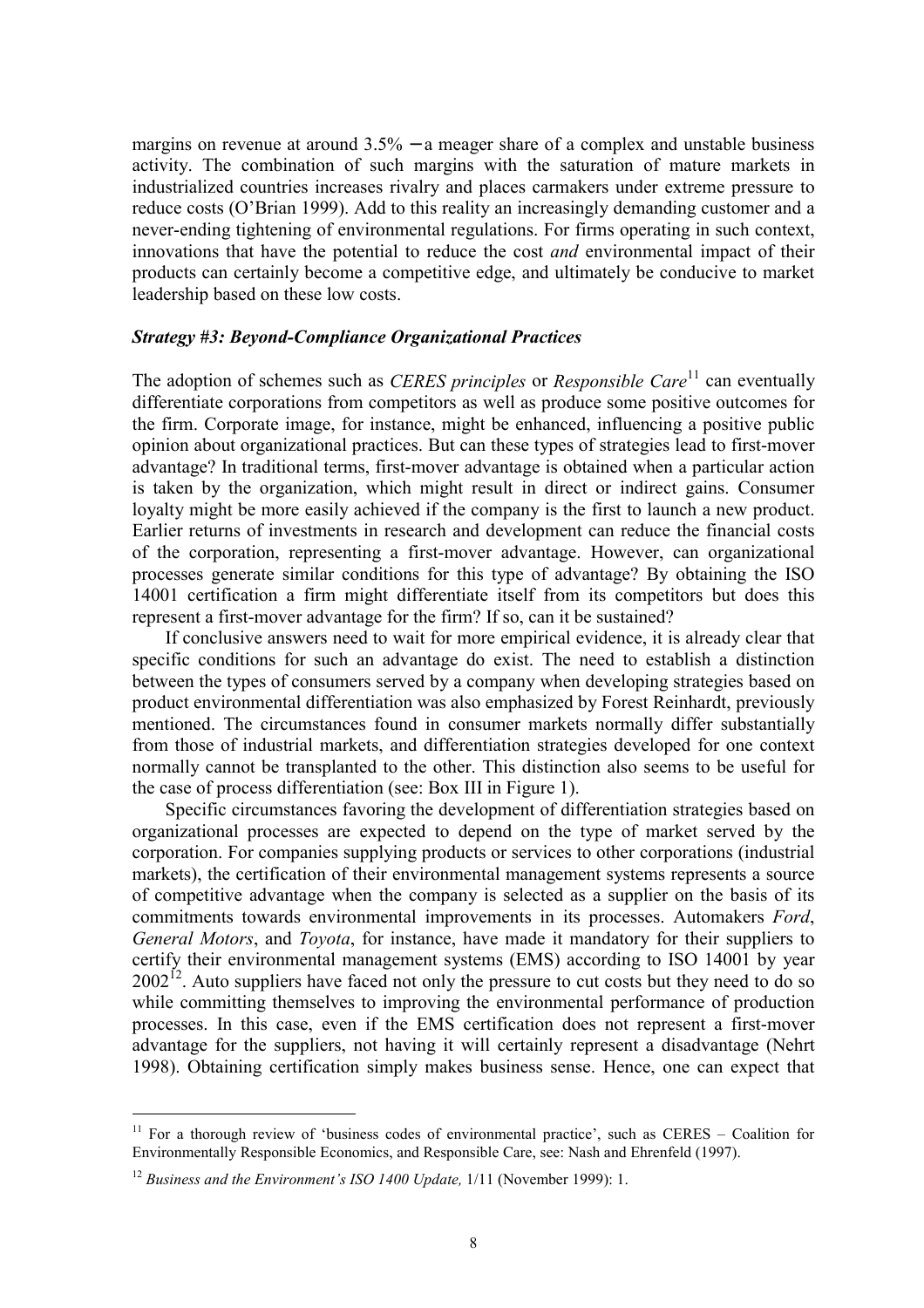margins on revenue at around 3.5% − a meager share of a complex and unstable business activity. The combination of such margins with the saturation of mature markets in industrialized countries increases rivalry and places carmakers under extreme pressure to reduce costs (O'Brian 1999). Add to this reality an increasingly demanding customer and a never-ending tightening of environmental regulations. For firms operating in such context, innovations that have the potential to reduce the cost *and* environmental impact of their products can certainly become a competitive edge, and ultimately be conducive to market leadership based on these low costs.

### *Strategy #3: Beyond-Compliance Organizational Practices*

The adoption of schemes such as *CERES principles* or *Responsible Care*[11] can eventually differentiate corporations from competitors as well as produce some positive outcomes for the firm. Corporate image, for instance, might be enhanced, influencing a positive public opinion about organizational practices. But can these types of strategies lead to first-mover advantage? In traditional terms, first-mover advantage is obtained when a particular action is taken by the organization, which might result in direct or indirect gains. Consumer loyalty might be more easily achieved if the company is the first to launch a new product. Earlier returns of investments in research and development can reduce the financial costs of the corporation, representing a first-mover advantage. However, can organizational processes generate similar conditions for this type of advantage? By obtaining the ISO 14001 certification a firm might differentiate itself from its competitors but does this represent a first-mover advantage for the firm? If so, can it be sustained?

If conclusive answers need to wait for more empirical evidence, it is already clear that specific conditions for such an advantage do exist. The need to establish a distinction between the types of consumers served by a company when developing strategies based on product environmental differentiation was also emphasized by Forest Reinhardt, previously mentioned. The circumstances found in consumer markets normally differ substantially from those of industrial markets, and differentiation strategies developed for one context normally cannot be transplanted to the other. This distinction also seems to be useful for the case of process differentiation (see: Box III in Figure 1).

Specific circumstances favoring the development of differentiation strategies based on organizational processes are expected to depend on the type of market served by the corporation. For companies supplying products or services to other corporations (industrial markets), the certification of their environmental management systems represents a source of competitive advantage when the company is selected as a supplier on the basis of its commitments towards environmental improvements in its processes. Automakers *Ford*, *General Motors*, and *Toyota*, for instance, have made it mandatory for their suppliers to certify their environmental management systems (EMS) according to ISO 14001 by year 2002[12]. Auto suppliers have faced not only the pressure to cut costs but they need to do so while committing themselves to improving the environmental performance of production processes. In this case, even if the EMS certification does not represent a first-mover advantage for the suppliers, not having it will certainly represent a disadvantage (Nehrt 1998). Obtaining certification simply makes business sense. Hence, one can expect that

---

[11] For a thorough review of 'business codes of environmental practice', such as CERES – Coalition for Environmentally Responsible Economics, and Responsible Care, see: Nash and Ehrenfeld (1997).

[12] *Business and the Environment's ISO 1400 Update,* 1/11 (November 1999): 1.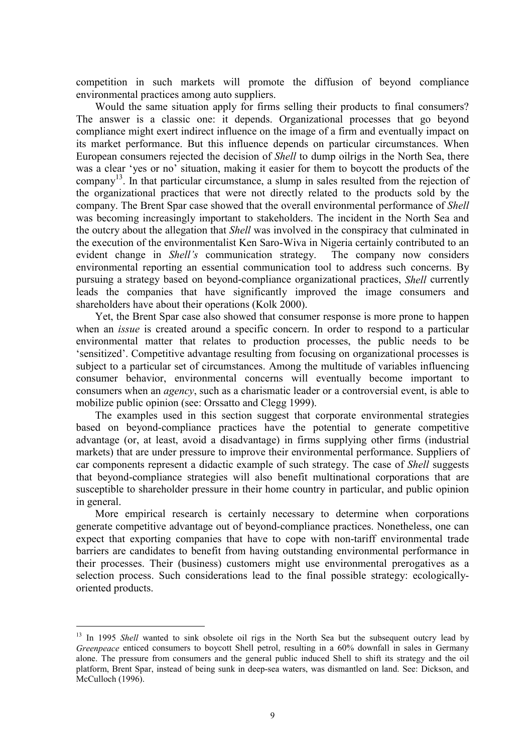competition in such markets will promote the diffusion of beyond compliance environmental practices among auto suppliers.

Would the same situation apply for firms selling their products to final consumers? The answer is a classic one: it depends. Organizational processes that go beyond compliance might exert indirect influence on the image of a firm and eventually impact on its market performance. But this influence depends on particular circumstances. When European consumers rejected the decision of *Shell* to dump oilrigs in the North Sea, there was a clear 'yes or no' situation, making it easier for them to boycott the products of the company[13]. In that particular circumstance, a slump in sales resulted from the rejection of the organizational practices that were not directly related to the products sold by the company. The Brent Spar case showed that the overall environmental performance of *Shell* was becoming increasingly important to stakeholders. The incident in the North Sea and the outcry about the allegation that *Shell* was involved in the conspiracy that culminated in the execution of the environmentalist Ken Saro-Wiva in Nigeria certainly contributed to an evident change in *Shell's* communication strategy. The company now considers environmental reporting an essential communication tool to address such concerns. By pursuing a strategy based on beyond-compliance organizational practices, *Shell* currently leads the companies that have significantly improved the image consumers and shareholders have about their operations (Kolk 2000).

Yet, the Brent Spar case also showed that consumer response is more prone to happen when an *issue* is created around a specific concern. In order to respond to a particular environmental matter that relates to production processes, the public needs to be 'sensitized'. Competitive advantage resulting from focusing on organizational processes is subject to a particular set of circumstances. Among the multitude of variables influencing consumer behavior, environmental concerns will eventually become important to consumers when an *agency*, such as a charismatic leader or a controversial event, is able to mobilize public opinion (see: Orssatto and Clegg 1999).

The examples used in this section suggest that corporate environmental strategies based on beyond-compliance practices have the potential to generate competitive advantage (or, at least, avoid a disadvantage) in firms supplying other firms (industrial markets) that are under pressure to improve their environmental performance. Suppliers of car components represent a didactic example of such strategy. The case of *Shell* suggests that beyond-compliance strategies will also benefit multinational corporations that are susceptible to shareholder pressure in their home country in particular, and public opinion in general.

More empirical research is certainly necessary to determine when corporations generate competitive advantage out of beyond-compliance practices. Nonetheless, one can expect that exporting companies that have to cope with non-tariff environmental trade barriers are candidates to benefit from having outstanding environmental performance in their processes. Their (business) customers might use environmental prerogatives as a selection process. Such considerations lead to the final possible strategy: ecologically-oriented products.

---

[13] In 1995 *Shell* wanted to sink obsolete oil rigs in the North Sea but the subsequent outcry lead by *Greenpeace* enticed consumers to boycott Shell petrol, resulting in a 60% downfall in sales in Germany alone. The pressure from consumers and the general public induced Shell to shift its strategy and the oil platform, Brent Spar, instead of being sunk in deep-sea waters, was dismantled on land. See: Dickson, and McCulloch (1996).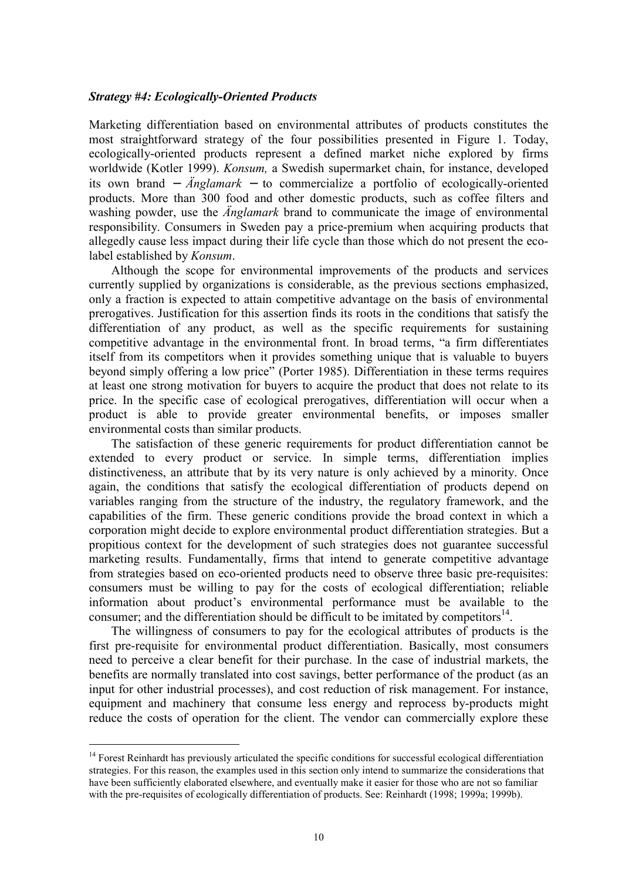***Strategy #4: Ecologically-Oriented Products***

Marketing differentiation based on environmental attributes of products constitutes the most straightforward strategy of the four possibilities presented in Figure 1. Today, ecologically-oriented products represent a defined market niche explored by firms worldwide (Kotler 1999). *Konsum,* a Swedish supermarket chain, for instance, developed its own brand – *Änglamark* – to commercialize a portfolio of ecologically-oriented products. More than 300 food and other domestic products, such as coffee filters and washing powder, use the *Änglamark* brand to communicate the image of environmental responsibility. Consumers in Sweden pay a price-premium when acquiring products that allegedly cause less impact during their life cycle than those which do not present the eco-label established by *Konsum*.

Although the scope for environmental improvements of the products and services currently supplied by organizations is considerable, as the previous sections emphasized, only a fraction is expected to attain competitive advantage on the basis of environmental prerogatives. Justification for this assertion finds its roots in the conditions that satisfy the differentiation of any product, as well as the specific requirements for sustaining competitive advantage in the environmental front. In broad terms, "a firm differentiates itself from its competitors when it provides something unique that is valuable to buyers beyond simply offering a low price" (Porter 1985). Differentiation in these terms requires at least one strong motivation for buyers to acquire the product that does not relate to its price. In the specific case of ecological prerogatives, differentiation will occur when a product is able to provide greater environmental benefits, or imposes smaller environmental costs than similar products.

The satisfaction of these generic requirements for product differentiation cannot be extended to every product or service. In simple terms, differentiation implies distinctiveness, an attribute that by its very nature is only achieved by a minority. Once again, the conditions that satisfy the ecological differentiation of products depend on variables ranging from the structure of the industry, the regulatory framework, and the capabilities of the firm. These generic conditions provide the broad context in which a corporation might decide to explore environmental product differentiation strategies. But a propitious context for the development of such strategies does not guarantee successful marketing results. Fundamentally, firms that intend to generate competitive advantage from strategies based on eco-oriented products need to observe three basic pre-requisites: consumers must be willing to pay for the costs of ecological differentiation; reliable information about product's environmental performance must be available to the consumer; and the differentiation should be difficult to be imitated by competitors[14].

The willingness of consumers to pay for the ecological attributes of products is the first pre-requisite for environmental product differentiation. Basically, most consumers need to perceive a clear benefit for their purchase. In the case of industrial markets, the benefits are normally translated into cost savings, better performance of the product (as an input for other industrial processes), and cost reduction of risk management. For instance, equipment and machinery that consume less energy and reprocess by-products might reduce the costs of operation for the client. The vendor can commercially explore these

---

[14] Forest Reinhardt has previously articulated the specific conditions for successful ecological differentiation strategies. For this reason, the examples used in this section only intend to summarize the considerations that have been sufficiently elaborated elsewhere, and eventually make it easier for those who are not so familiar with the pre-requisites of ecologically differentiation of products. See: Reinhardt (1998; 1999a; 1999b).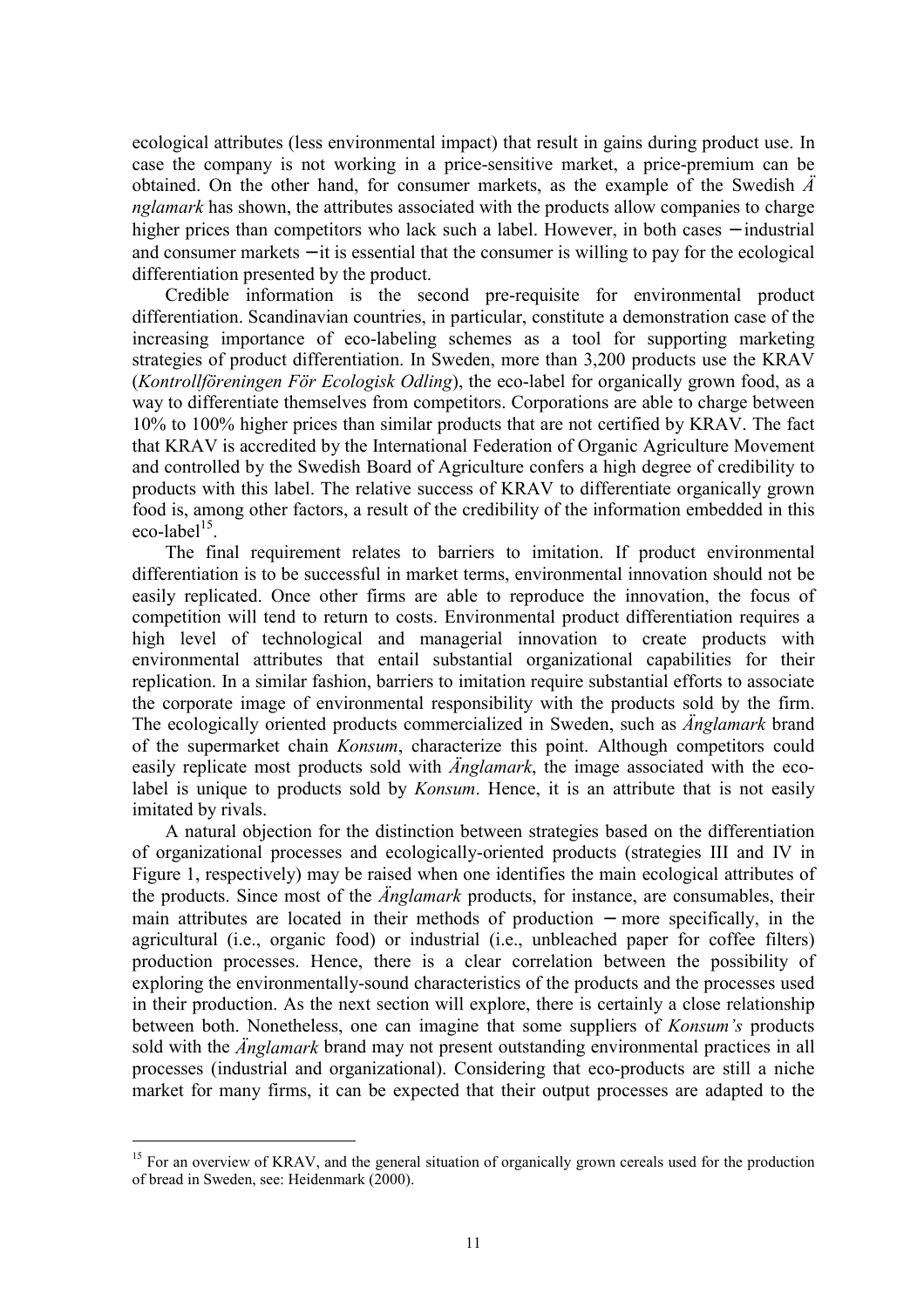ecological attributes (less environmental impact) that result in gains during product use. In case the company is not working in a price-sensitive market, a price-premium can be obtained. On the other hand, for consumer markets, as the example of the Swedish *Änglamark* has shown, the attributes associated with the products allow companies to charge higher prices than competitors who lack such a label. However, in both cases − industrial and consumer markets − it is essential that the consumer is willing to pay for the ecological differentiation presented by the product.

Credible information is the second pre-requisite for environmental product differentiation. Scandinavian countries, in particular, constitute a demonstration case of the increasing importance of eco-labeling schemes as a tool for supporting marketing strategies of product differentiation. In Sweden, more than 3,200 products use the KRAV (*Kontrollföreningen För Ecologisk Odling*), the eco-label for organically grown food, as a way to differentiate themselves from competitors. Corporations are able to charge between 10% to 100% higher prices than similar products that are not certified by KRAV. The fact that KRAV is accredited by the International Federation of Organic Agriculture Movement and controlled by the Swedish Board of Agriculture confers a high degree of credibility to products with this label. The relative success of KRAV to differentiate organically grown food is, among other factors, a result of the credibility of the information embedded in this eco-label[15].

The final requirement relates to barriers to imitation. If product environmental differentiation is to be successful in market terms, environmental innovation should not be easily replicated. Once other firms are able to reproduce the innovation, the focus of competition will tend to return to costs. Environmental product differentiation requires a high level of technological and managerial innovation to create products with environmental attributes that entail substantial organizational capabilities for their replication. In a similar fashion, barriers to imitation require substantial efforts to associate the corporate image of environmental responsibility with the products sold by the firm. The ecologically oriented products commercialized in Sweden, such as *Änglamark* brand of the supermarket chain *Konsum*, characterize this point. Although competitors could easily replicate most products sold with *Änglamark*, the image associated with the eco-label is unique to products sold by *Konsum*. Hence, it is an attribute that is not easily imitated by rivals.

A natural objection for the distinction between strategies based on the differentiation of organizational processes and ecologically-oriented products (strategies III and IV in Figure 1, respectively) may be raised when one identifies the main ecological attributes of the products. Since most of the *Änglamark* products, for instance, are consumables, their main attributes are located in their methods of production − more specifically, in the agricultural (i.e., organic food) or industrial (i.e., unbleached paper for coffee filters) production processes. Hence, there is a clear correlation between the possibility of exploring the environmentally-sound characteristics of the products and the processes used in their production. As the next section will explore, there is certainly a close relationship between both. Nonetheless, one can imagine that some suppliers of *Konsum's* products sold with the *Änglamark* brand may not present outstanding environmental practices in all processes (industrial and organizational). Considering that eco-products are still a niche market for many firms, it can be expected that their output processes are adapted to the

---

[15] For an overview of KRAV, and the general situation of organically grown cereals used for the production of bread in Sweden, see: Heidenmark (2000).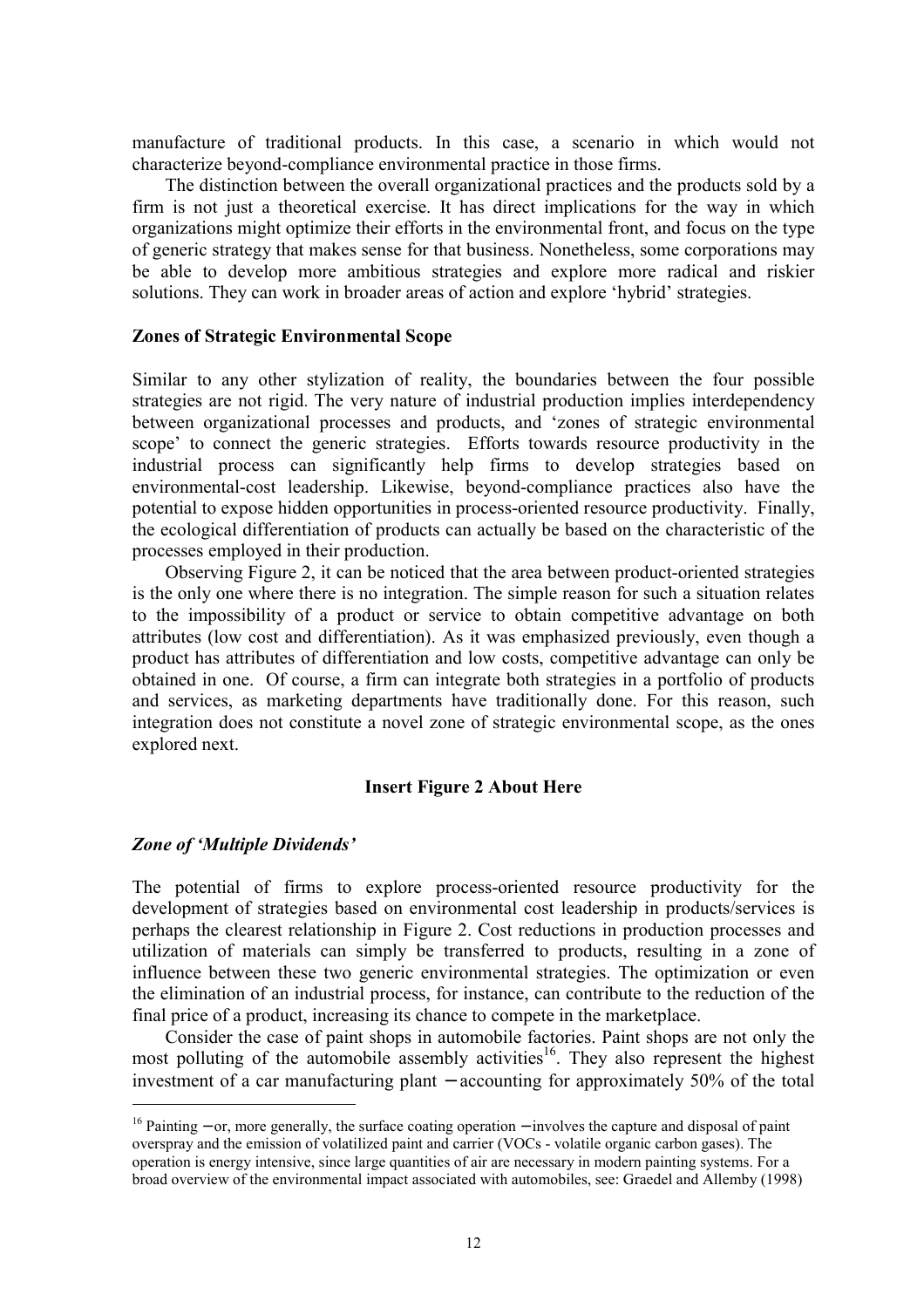manufacture of traditional products. In this case, a scenario in which would not characterize beyond-compliance environmental practice in those firms.

The distinction between the overall organizational practices and the products sold by a firm is not just a theoretical exercise. It has direct implications for the way in which organizations might optimize their efforts in the environmental front, and focus on the type of generic strategy that makes sense for that business. Nonetheless, some corporations may be able to develop more ambitious strategies and explore more radical and riskier solutions. They can work in broader areas of action and explore 'hybrid' strategies.

**Zones of Strategic Environmental Scope**

Similar to any other stylization of reality, the boundaries between the four possible strategies are not rigid. The very nature of industrial production implies interdependency between organizational processes and products, and 'zones of strategic environmental scope' to connect the generic strategies. Efforts towards resource productivity in the industrial process can significantly help firms to develop strategies based on environmental-cost leadership. Likewise, beyond-compliance practices also have the potential to expose hidden opportunities in process-oriented resource productivity. Finally, the ecological differentiation of products can actually be based on the characteristic of the processes employed in their production.

Observing Figure 2, it can be noticed that the area between product-oriented strategies is the only one where there is no integration. The simple reason for such a situation relates to the impossibility of a product or service to obtain competitive advantage on both attributes (low cost and differentiation). As it was emphasized previously, even though a product has attributes of differentiation and low costs, competitive advantage can only be obtained in one. Of course, a firm can integrate both strategies in a portfolio of products and services, as marketing departments have traditionally done. For this reason, such integration does not constitute a novel zone of strategic environmental scope, as the ones explored next.

**Insert Figure 2 About Here**

***Zone of 'Multiple Dividends'***

The potential of firms to explore process-oriented resource productivity for the development of strategies based on environmental cost leadership in products/services is perhaps the clearest relationship in Figure 2. Cost reductions in production processes and utilization of materials can simply be transferred to products, resulting in a zone of influence between these two generic environmental strategies. The optimization or even the elimination of an industrial process, for instance, can contribute to the reduction of the final price of a product, increasing its chance to compete in the marketplace.

Consider the case of paint shops in automobile factories. Paint shops are not only the most polluting of the automobile assembly activities[16]. They also represent the highest investment of a car manufacturing plant − accounting for approximately 50% of the total

[16] Painting − or, more generally, the surface coating operation − involves the capture and disposal of paint overspray and the emission of volatilized paint and carrier (VOCs - volatile organic carbon gases). The operation is energy intensive, since large quantities of air are necessary in modern painting systems. For a broad overview of the environmental impact associated with automobiles, see: Graedel and Allemby (1998)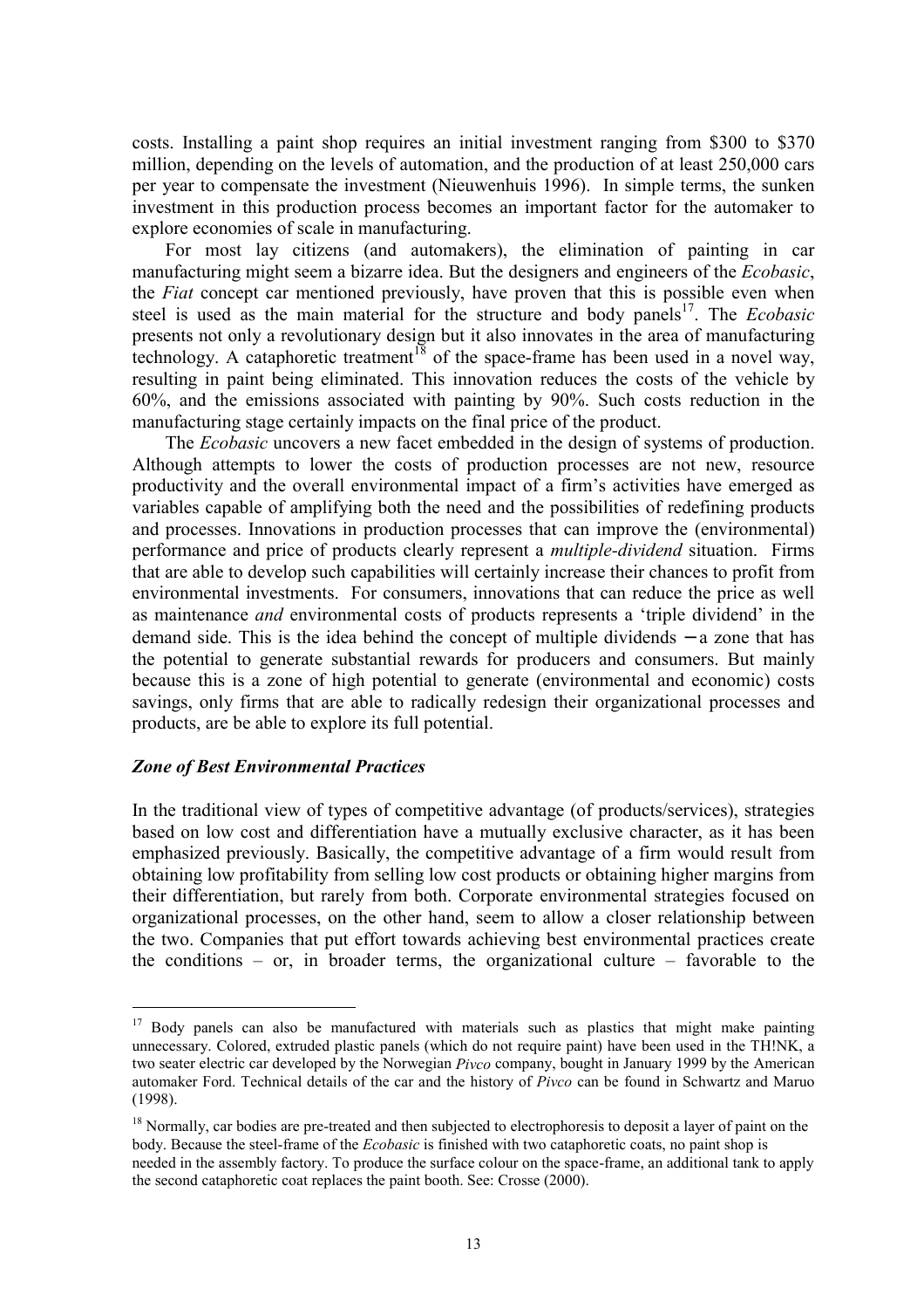costs. Installing a paint shop requires an initial investment ranging from \$300 to \$370 million, depending on the levels of automation, and the production of at least 250,000 cars per year to compensate the investment (Nieuwenhuis 1996). In simple terms, the sunken investment in this production process becomes an important factor for the automaker to explore economies of scale in manufacturing.

For most lay citizens (and automakers), the elimination of painting in car manufacturing might seem a bizarre idea. But the designers and engineers of the *Ecobasic*, the *Fiat* concept car mentioned previously, have proven that this is possible even when steel is used as the main material for the structure and body panels[17]. The *Ecobasic* presents not only a revolutionary design but it also innovates in the area of manufacturing technology. A cataphoretic treatment[18] of the space-frame has been used in a novel way, resulting in paint being eliminated. This innovation reduces the costs of the vehicle by 60%, and the emissions associated with painting by 90%. Such costs reduction in the manufacturing stage certainly impacts on the final price of the product.

The *Ecobasic* uncovers a new facet embedded in the design of systems of production. Although attempts to lower the costs of production processes are not new, resource productivity and the overall environmental impact of a firm's activities have emerged as variables capable of amplifying both the need and the possibilities of redefining products and processes. Innovations in production processes that can improve the (environmental) performance and price of products clearly represent a *multiple-dividend* situation. Firms that are able to develop such capabilities will certainly increase their chances to profit from environmental investments. For consumers, innovations that can reduce the price as well as maintenance *and* environmental costs of products represents a 'triple dividend' in the demand side. This is the idea behind the concept of multiple dividends – a zone that has the potential to generate substantial rewards for producers and consumers. But mainly because this is a zone of high potential to generate (environmental and economic) costs savings, only firms that are able to radically redesign their organizational processes and products, are be able to explore its full potential.

### *Zone of Best Environmental Practices*

In the traditional view of types of competitive advantage (of products/services), strategies based on low cost and differentiation have a mutually exclusive character, as it has been emphasized previously. Basically, the competitive advantage of a firm would result from obtaining low profitability from selling low cost products or obtaining higher margins from their differentiation, but rarely from both. Corporate environmental strategies focused on organizational processes, on the other hand, seem to allow a closer relationship between the two. Companies that put effort towards achieving best environmental practices create the conditions – or, in broader terms, the organizational culture – favorable to the

---

[17] Body panels can also be manufactured with materials such as plastics that might make painting unnecessary. Colored, extruded plastic panels (which do not require paint) have been used in the TH!NK, a two seater electric car developed by the Norwegian *Pivco* company, bought in January 1999 by the American automaker Ford. Technical details of the car and the history of *Pivco* can be found in Schwartz and Maruo (1998).

[18] Normally, car bodies are pre-treated and then subjected to electrophoresis to deposit a layer of paint on the body. Because the steel-frame of the *Ecobasic* is finished with two cataphoretic coats, no paint shop is needed in the assembly factory. To produce the surface colour on the space-frame, an additional tank to apply the second cataphoretic coat replaces the paint booth. See: Crosse (2000).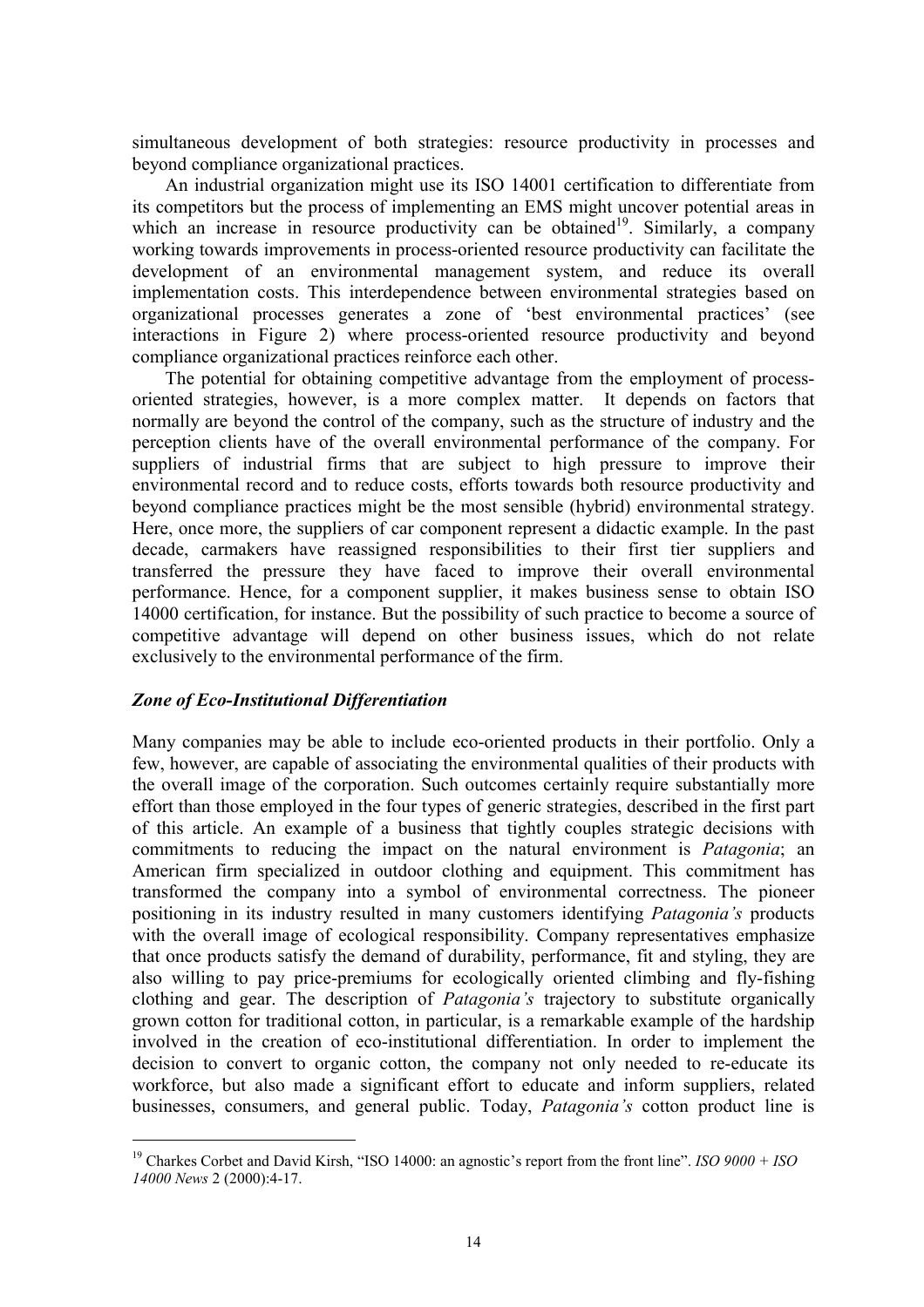simultaneous development of both strategies: resource productivity in processes and beyond compliance organizational practices.

An industrial organization might use its ISO 14001 certification to differentiate from its competitors but the process of implementing an EMS might uncover potential areas in which an increase in resource productivity can be obtained[19]. Similarly, a company working towards improvements in process-oriented resource productivity can facilitate the development of an environmental management system, and reduce its overall implementation costs. This interdependence between environmental strategies based on organizational processes generates a zone of 'best environmental practices' (see interactions in Figure 2) where process-oriented resource productivity and beyond compliance organizational practices reinforce each other.

The potential for obtaining competitive advantage from the employment of process-oriented strategies, however, is a more complex matter. It depends on factors that normally are beyond the control of the company, such as the structure of industry and the perception clients have of the overall environmental performance of the company. For suppliers of industrial firms that are subject to high pressure to improve their environmental record and to reduce costs, efforts towards both resource productivity and beyond compliance practices might be the most sensible (hybrid) environmental strategy. Here, once more, the suppliers of car component represent a didactic example. In the past decade, carmakers have reassigned responsibilities to their first tier suppliers and transferred the pressure they have faced to improve their overall environmental performance. Hence, for a component supplier, it makes business sense to obtain ISO 14000 certification, for instance. But the possibility of such practice to become a source of competitive advantage will depend on other business issues, which do not relate exclusively to the environmental performance of the firm.

### *Zone of Eco-Institutional Differentiation*

Many companies may be able to include eco-oriented products in their portfolio. Only a few, however, are capable of associating the environmental qualities of their products with the overall image of the corporation. Such outcomes certainly require substantially more effort than those employed in the four types of generic strategies, described in the first part of this article. An example of a business that tightly couples strategic decisions with commitments to reducing the impact on the natural environment is *Patagonia*; an American firm specialized in outdoor clothing and equipment. This commitment has transformed the company into a symbol of environmental correctness. The pioneer positioning in its industry resulted in many customers identifying *Patagonia's* products with the overall image of ecological responsibility. Company representatives emphasize that once products satisfy the demand of durability, performance, fit and styling, they are also willing to pay price-premiums for ecologically oriented climbing and fly-fishing clothing and gear. The description of *Patagonia's* trajectory to substitute organically grown cotton for traditional cotton, in particular, is a remarkable example of the hardship involved in the creation of eco-institutional differentiation. In order to implement the decision to convert to organic cotton, the company not only needed to re-educate its workforce, but also made a significant effort to educate and inform suppliers, related businesses, consumers, and general public. Today, *Patagonia's* cotton product line is

---

[19] Charkes Corbet and David Kirsh, "ISO 14000: an agnostic's report from the front line". *ISO 9000 + ISO 14000 News* 2 (2000):4-17.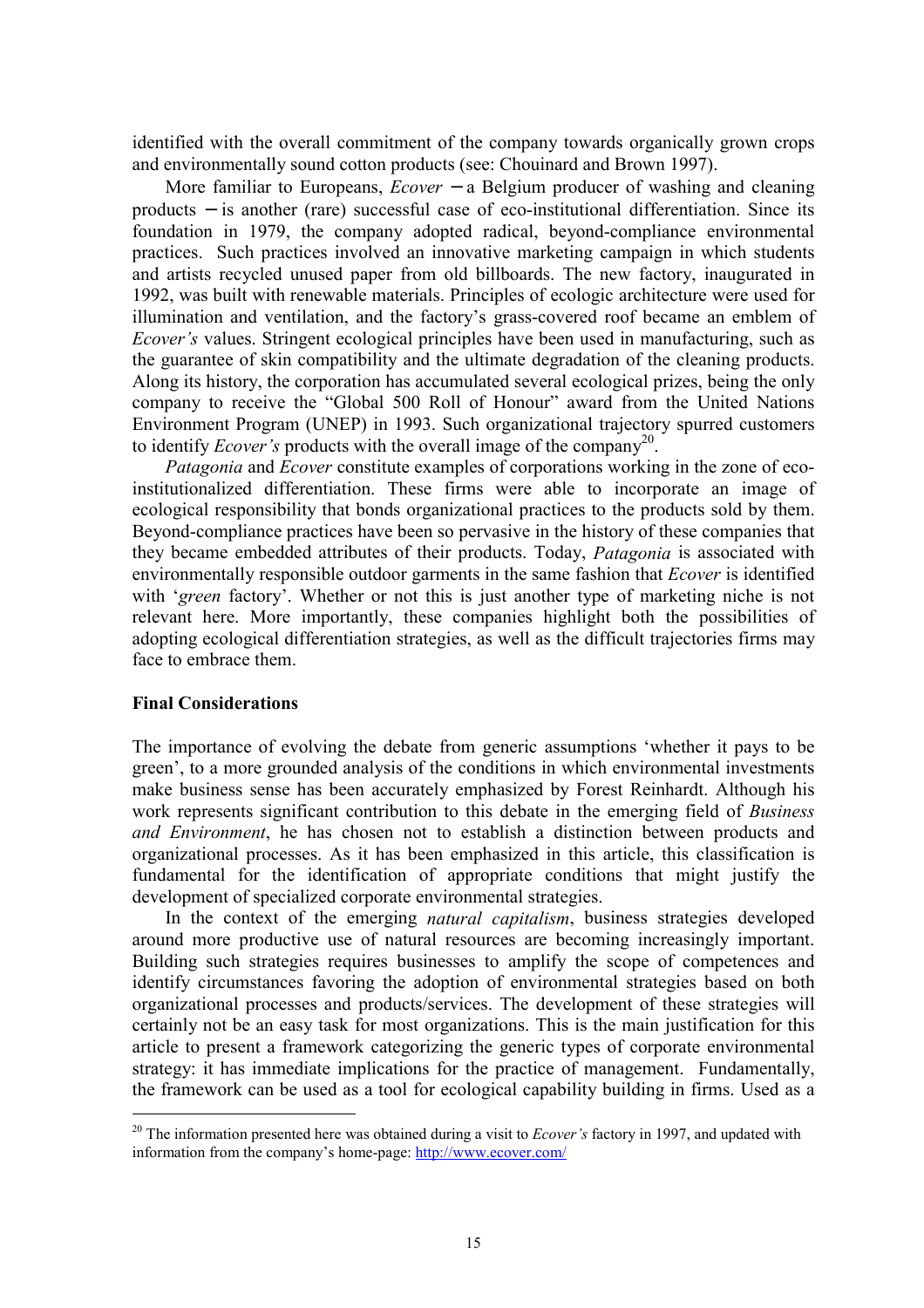identified with the overall commitment of the company towards organically grown crops and environmentally sound cotton products (see: Chouinard and Brown 1997).

More familiar to Europeans, *Ecover* – a Belgium producer of washing and cleaning products – is another (rare) successful case of eco-institutional differentiation. Since its foundation in 1979, the company adopted radical, beyond-compliance environmental practices. Such practices involved an innovative marketing campaign in which students and artists recycled unused paper from old billboards. The new factory, inaugurated in 1992, was built with renewable materials. Principles of ecologic architecture were used for illumination and ventilation, and the factory's grass-covered roof became an emblem of *Ecover's* values. Stringent ecological principles have been used in manufacturing, such as the guarantee of skin compatibility and the ultimate degradation of the cleaning products. Along its history, the corporation has accumulated several ecological prizes, being the only company to receive the "Global 500 Roll of Honour" award from the United Nations Environment Program (UNEP) in 1993. Such organizational trajectory spurred customers to identify *Ecover's* products with the overall image of the company[20].

*Patagonia* and *Ecover* constitute examples of corporations working in the zone of eco-institutionalized differentiation. These firms were able to incorporate an image of ecological responsibility that bonds organizational practices to the products sold by them. Beyond-compliance practices have been so pervasive in the history of these companies that they became embedded attributes of their products. Today, *Patagonia* is associated with environmentally responsible outdoor garments in the same fashion that *Ecover* is identified with '*green* factory'. Whether or not this is just another type of marketing niche is not relevant here. More importantly, these companies highlight both the possibilities of adopting ecological differentiation strategies, as well as the difficult trajectories firms may face to embrace them.

## Final Considerations

The importance of evolving the debate from generic assumptions 'whether it pays to be green', to a more grounded analysis of the conditions in which environmental investments make business sense has been accurately emphasized by Forest Reinhardt. Although his work represents significant contribution to this debate in the emerging field of *Business and Environment*, he has chosen not to establish a distinction between products and organizational processes. As it has been emphasized in this article, this classification is fundamental for the identification of appropriate conditions that might justify the development of specialized corporate environmental strategies.

In the context of the emerging *natural capitalism*, business strategies developed around more productive use of natural resources are becoming increasingly important. Building such strategies requires businesses to amplify the scope of competences and identify circumstances favoring the adoption of environmental strategies based on both organizational processes and products/services. The development of these strategies will certainly not be an easy task for most organizations. This is the main justification for this article to present a framework categorizing the generic types of corporate environmental strategy: it has immediate implications for the practice of management. Fundamentally, the framework can be used as a tool for ecological capability building in firms. Used as a

[20] The information presented here was obtained during a visit to *Ecover's* factory in 1997, and updated with information from the company's home-page: http://www.ecover.com/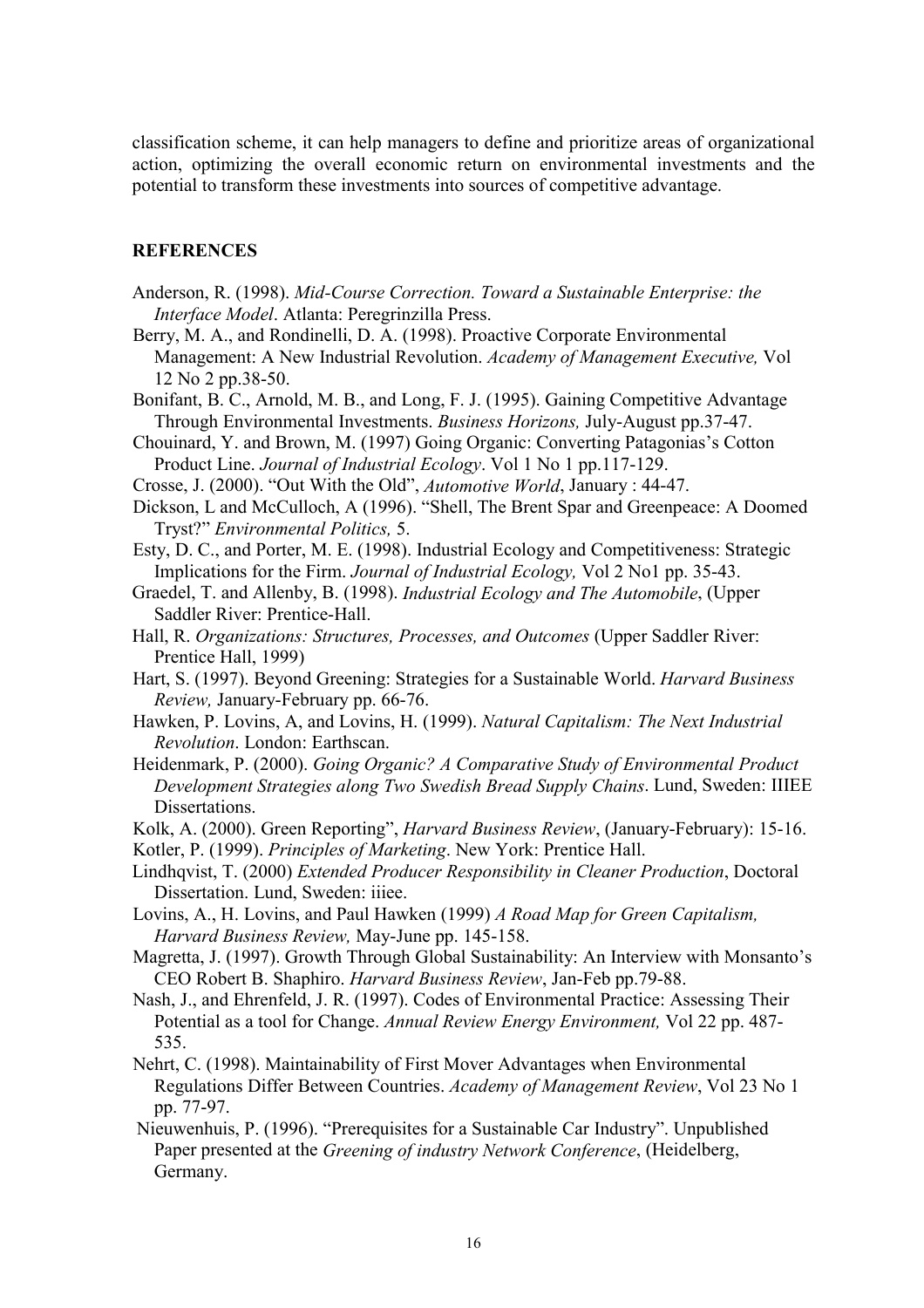classification scheme, it can help managers to define and prioritize areas of organizational action, optimizing the overall economic return on environmental investments and the potential to transform these investments into sources of competitive advantage.

## REFERENCES

Anderson, R. (1998). *Mid-Course Correction. Toward a Sustainable Enterprise: the Interface Model*. Atlanta: Peregrinzilla Press.

Berry, M. A., and Rondinelli, D. A. (1998). Proactive Corporate Environmental Management: A New Industrial Revolution. *Academy of Management Executive,* Vol 12 No 2 pp.38-50.

Bonifant, B. C., Arnold, M. B., and Long, F. J. (1995). Gaining Competitive Advantage Through Environmental Investments. *Business Horizons,* July-August pp.37-47.

Chouinard, Y. and Brown, M. (1997) Going Organic: Converting Patagonias's Cotton Product Line. *Journal of Industrial Ecology*. Vol 1 No 1 pp.117-129.

Crosse, J. (2000). "Out With the Old", *Automotive World*, January : 44-47.

Dickson, L and McCulloch, A (1996). "Shell, The Brent Spar and Greenpeace: A Doomed Tryst?" *Environmental Politics,* 5.

Esty, D. C., and Porter, M. E. (1998). Industrial Ecology and Competitiveness: Strategic Implications for the Firm. *Journal of Industrial Ecology,* Vol 2 No1 pp. 35-43.

Graedel, T. and Allenby, B. (1998). *Industrial Ecology and The Automobile*, (Upper Saddler River: Prentice-Hall.

Hall, R. *Organizations: Structures, Processes, and Outcomes* (Upper Saddler River: Prentice Hall, 1999)

Hart, S. (1997). Beyond Greening: Strategies for a Sustainable World. *Harvard Business Review,* January-February pp. 66-76.

Hawken, P. Lovins, A, and Lovins, H. (1999). *Natural Capitalism: The Next Industrial Revolution*. London: Earthscan.

Heidenmark, P. (2000). *Going Organic? A Comparative Study of Environmental Product Development Strategies along Two Swedish Bread Supply Chains*. Lund, Sweden: IIIEE Dissertations.

Kolk, A. (2000). Green Reporting", *Harvard Business Review*, (January-February): 15-16.

Kotler, P. (1999). *Principles of Marketing*. New York: Prentice Hall.

Lindhqvist, T. (2000) *Extended Producer Responsibility in Cleaner Production*, Doctoral Dissertation. Lund, Sweden: iiiee.

Lovins, A., H. Lovins, and Paul Hawken (1999) *A Road Map for Green Capitalism, Harvard Business Review,* May-June pp. 145-158.

Magretta, J. (1997). Growth Through Global Sustainability: An Interview with Monsanto's CEO Robert B. Shaphiro. *Harvard Business Review*, Jan-Feb pp.79-88.

Nash, J., and Ehrenfeld, J. R. (1997). Codes of Environmental Practice: Assessing Their Potential as a tool for Change. *Annual Review Energy Environment,* Vol 22 pp. 487-535.

Nehrt, C. (1998). Maintainability of First Mover Advantages when Environmental Regulations Differ Between Countries. *Academy of Management Review*, Vol 23 No 1 pp. 77-97.

Nieuwenhuis, P. (1996). "Prerequisites for a Sustainable Car Industry". Unpublished Paper presented at the *Greening of industry Network Conference*, (Heidelberg, Germany.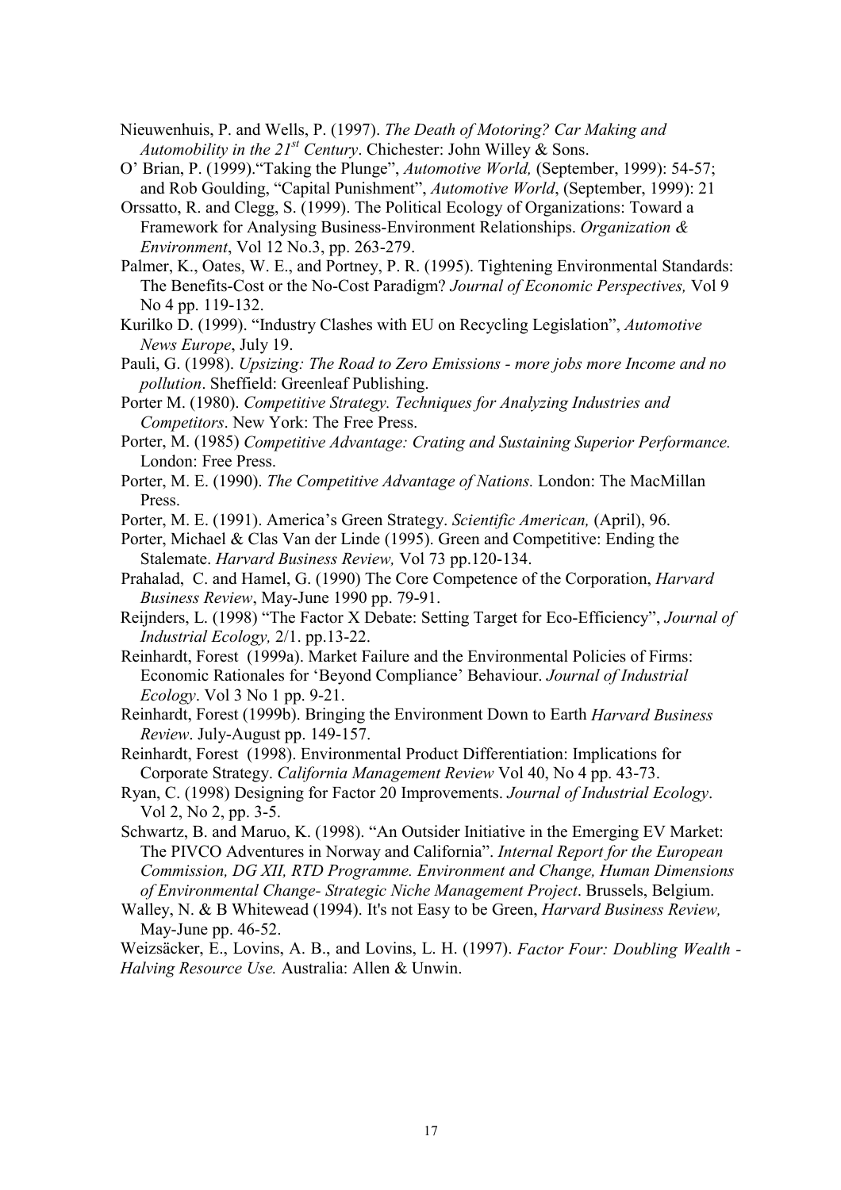Nieuwenhuis, P. and Wells, P. (1997). *The Death of Motoring? Car Making and Automobility in the 21st Century*. Chichester: John Willey & Sons.

O' Brian, P. (1999)."Taking the Plunge", *Automotive World,* (September, 1999): 54-57; and Rob Goulding, "Capital Punishment", *Automotive World*, (September, 1999): 21

Orssatto, R. and Clegg, S. (1999). The Political Ecology of Organizations: Toward a Framework for Analysing Business-Environment Relationships. *Organization & Environment*, Vol 12 No.3, pp. 263-279.

Palmer, K., Oates, W. E., and Portney, P. R. (1995). Tightening Environmental Standards: The Benefits-Cost or the No-Cost Paradigm? *Journal of Economic Perspectives,* Vol 9 No 4 pp. 119-132.

Kurilko D. (1999). "Industry Clashes with EU on Recycling Legislation", *Automotive News Europe*, July 19.

Pauli, G. (1998). *Upsizing: The Road to Zero Emissions - more jobs more Income and no pollution*. Sheffield: Greenleaf Publishing.

Porter M. (1980). *Competitive Strategy. Techniques for Analyzing Industries and Competitors*. New York: The Free Press.

Porter, M. (1985) *Competitive Advantage: Crating and Sustaining Superior Performance.* London: Free Press.

Porter, M. E. (1990). *The Competitive Advantage of Nations.* London: The MacMillan Press.

Porter, M. E. (1991). America's Green Strategy. *Scientific American,* (April), 96.

Porter, Michael & Clas Van der Linde (1995). Green and Competitive: Ending the Stalemate. *Harvard Business Review,* Vol 73 pp.120-134.

Prahalad, C. and Hamel, G. (1990) The Core Competence of the Corporation, *Harvard Business Review*, May-June 1990 pp. 79-91.

Reijnders, L. (1998) "The Factor X Debate: Setting Target for Eco-Efficiency", *Journal of Industrial Ecology,* 2/1. pp.13-22.

Reinhardt, Forest (1999a). Market Failure and the Environmental Policies of Firms: Economic Rationales for 'Beyond Compliance' Behaviour. *Journal of Industrial Ecology*. Vol 3 No 1 pp. 9-21.

Reinhardt, Forest (1999b). Bringing the Environment Down to Earth *Harvard Business Review*. July-August pp. 149-157.

Reinhardt, Forest (1998). Environmental Product Differentiation: Implications for Corporate Strategy. *California Management Review* Vol 40, No 4 pp. 43-73.

Ryan, C. (1998) Designing for Factor 20 Improvements. *Journal of Industrial Ecology*. Vol 2, No 2, pp. 3-5.

Schwartz, B. and Maruo, K. (1998). "An Outsider Initiative in the Emerging EV Market: The PIVCO Adventures in Norway and California". *Internal Report for the European Commission, DG XII, RTD Programme. Environment and Change, Human Dimensions of Environmental Change- Strategic Niche Management Project*. Brussels, Belgium.

Walley, N. & B Whitewead (1994). It's not Easy to be Green, *Harvard Business Review,* May-June pp. 46-52.

Weizsäcker, E., Lovins, A. B., and Lovins, L. H. (1997). *Factor Four: Doubling Wealth - Halving Resource Use.* Australia: Allen & Unwin.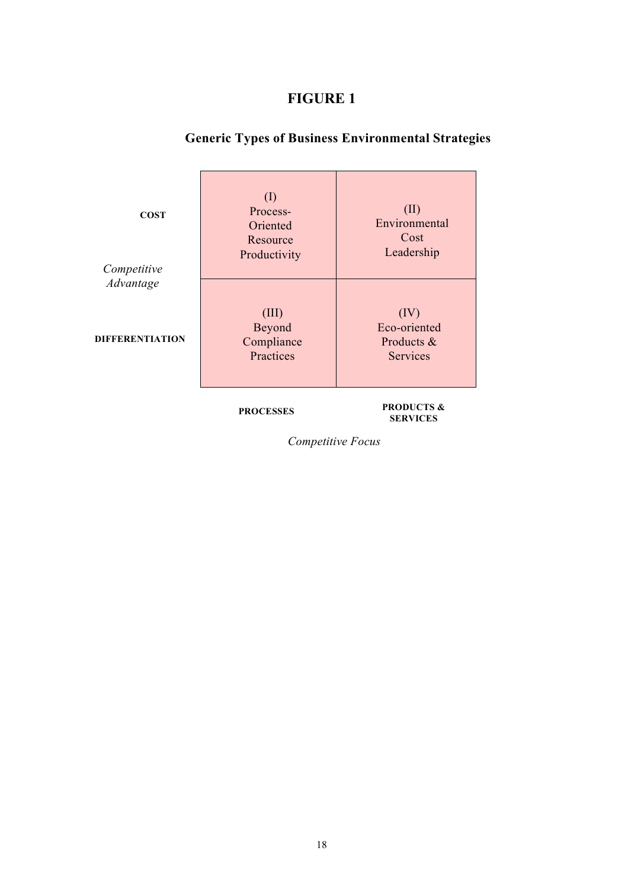# FIGURE 1

## Generic Types of Business Environmental Strategies

| *Competitive Advantage* | PROCESSES | PRODUCTS & SERVICES |
|---|---|---|
| **COST** | (I) Process-Oriented Resource Productivity | (II) Environmental Cost Leadership |
| **DIFFERENTIATION** | (III) Beyond Compliance Practices | (IV) Eco-oriented Products & Services |

*Competitive Focus*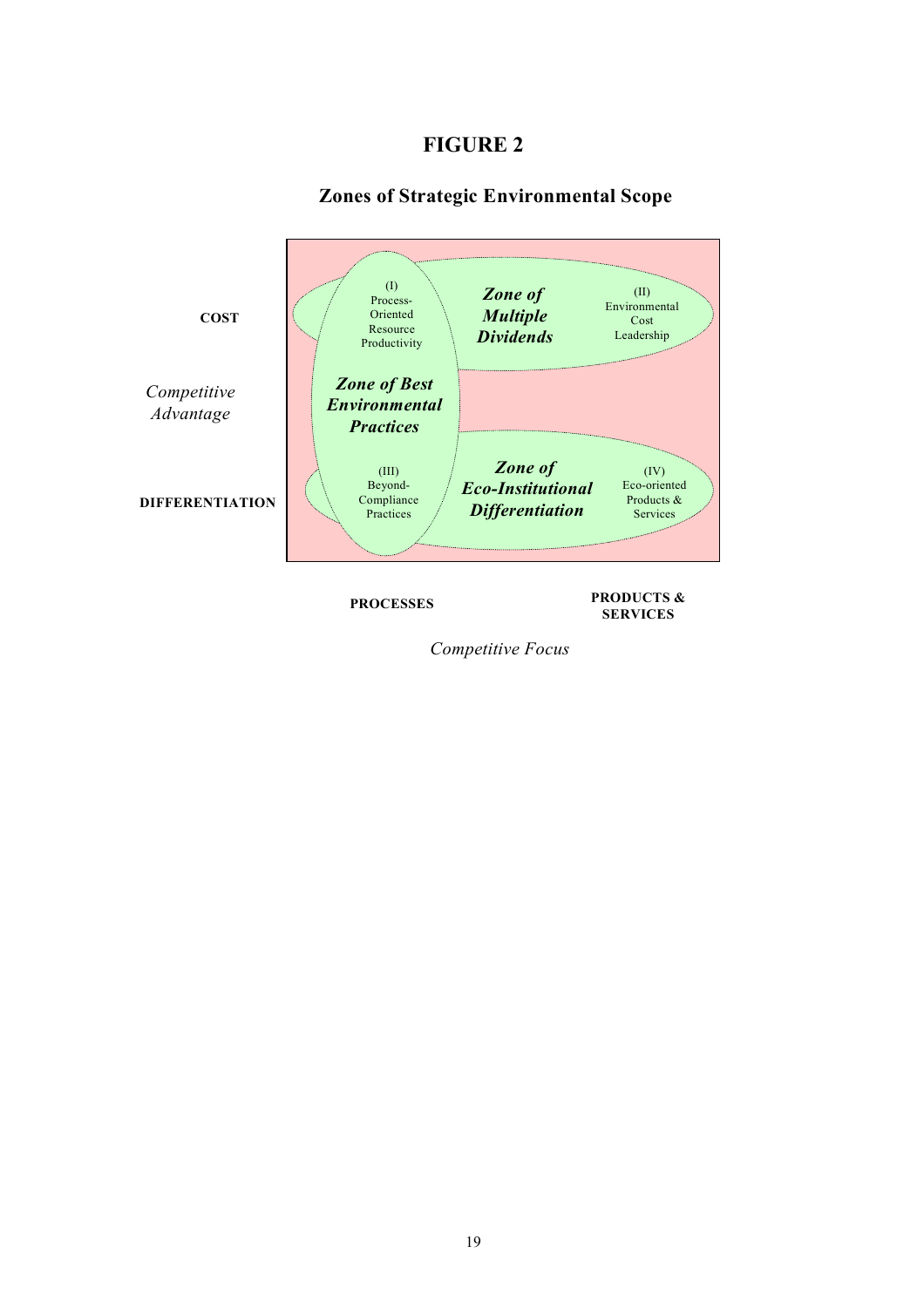# FIGURE 2

## Zones of Strategic Environmental Scope

COST

*Competitive Advantage*

DIFFERENTIATION

(I) Process-Oriented Resource Productivity

***Zone of Multiple Dividends***

(II) Environmental Cost Leadership

***Zone of Best Environmental Practices***

(III) Beyond-Compliance Practices

***Zone of Eco-Institutional Differentiation***

(IV) Eco-oriented Products & Services

PROCESSES

PRODUCTS & SERVICES

*Competitive Focus*